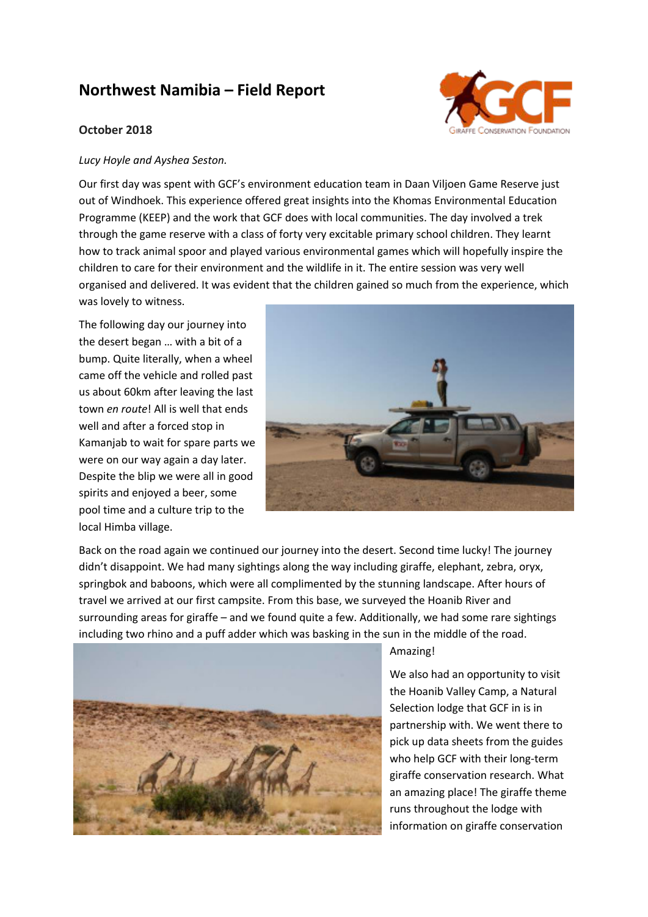# Northwest Namibia – Field Report

**October 2018**

*Lucy Hoyle and Ayshea Seston.*

Our first day was spent with GCF's environment education team in Daan Viljoen Game Reserve just out of Windhoek. This experience offered great insights into the Khomas Environmental Education Programme (KEEP) and the work that GCF does with local communities. The day involved a trek through the game reserve with a class of forty very excitable primary school children. They learnt how to track animal spoor and played various environmental games which will hopefully inspire the children to care for their environment and the wildlife in it. The entire session was very well organised and delivered. It was evident that the children gained so much from the experience, which was lovely to witness.

The following day our journey into the desert began … with a bit of a bump. Quite literally, when a wheel came off the vehicle and rolled past us about 60km after leaving the last town *en route*! All is well that ends well and after a forced stop in Kamanjab to wait for spare parts we were on our way again a day later. Despite the blip we were all in good spirits and enjoyed a beer, some pool time and a culture trip to the local Himba village.

Back on the road again we continued our journey into the desert. Second time lucky! The journey didn't disappoint. We had many sightings along the way including giraffe, elephant, zebra, oryx, springbok and baboons, which were all complimented by the stunning landscape. After hours of travel we arrived at our first campsite. From this base, we surveyed the Hoanib River and surrounding areas for giraffe – and we found quite a few. Additionally, we had some rare sightings including two rhino and a puff adder which was basking in the sun in the middle of the road. Amazing!

We also had an opportunity to visit the Hoanib Valley Camp, a Natural Selection lodge that GCF in is in partnership with. We went there to pick up data sheets from the guides who help GCF with their long-term giraffe conservation research. What an amazing place! The giraffe theme runs throughout the lodge with information on giraffe conservation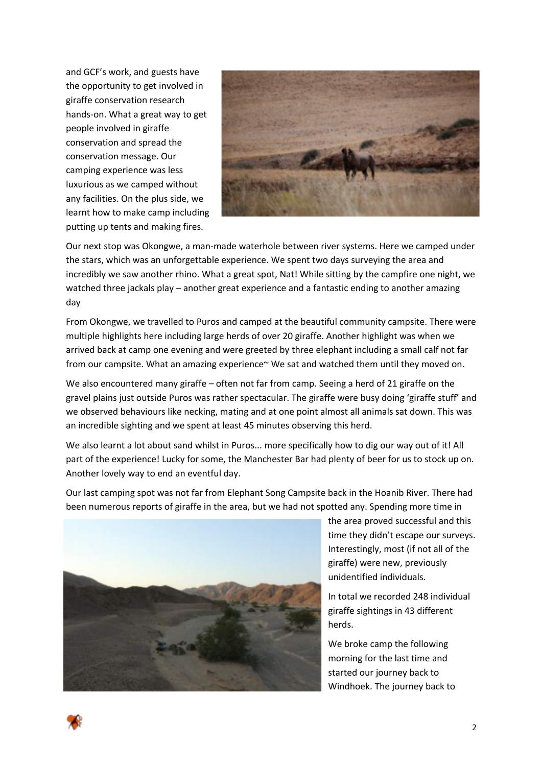and GCF's work, and guests have the opportunity to get involved in giraffe conservation research hands-on. What a great way to get people involved in giraffe conservation and spread the conservation message. Our camping experience was less luxurious as we camped without any facilities. On the plus side, we learnt how to make camp including putting up tents and making fires.

Our next stop was Okongwe, a man-made waterhole between river systems. Here we camped under the stars, which was an unforgettable experience. We spent two days surveying the area and incredibly we saw another rhino. What a great spot, Nat! While sitting by the campfire one night, we watched three jackals play – another great experience and a fantastic ending to another amazing day

From Okongwe, we travelled to Puros and camped at the beautiful community campsite. There were multiple highlights here including large herds of over 20 giraffe. Another highlight was when we arrived back at camp one evening and were greeted by three elephant including a small calf not far from our campsite. What an amazing experience~ We sat and watched them until they moved on.

We also encountered many giraffe – often not far from camp. Seeing a herd of 21 giraffe on the gravel plains just outside Puros was rather spectacular. The giraffe were busy doing 'giraffe stuff' and we observed behaviours like necking, mating and at one point almost all animals sat down. This was an incredible sighting and we spent at least 45 minutes observing this herd.

We also learnt a lot about sand whilst in Puros... more specifically how to dig our way out of it! All part of the experience! Lucky for some, the Manchester Bar had plenty of beer for us to stock up on. Another lovely way to end an eventful day.

Our last camping spot was not far from Elephant Song Campsite back in the Hoanib River. There had been numerous reports of giraffe in the area, but we had not spotted any. Spending more time in the area proved successful and this time they didn't escape our surveys. Interestingly, most (if not all of the giraffe) were new, previously unidentified individuals.

In total we recorded 248 individual giraffe sightings in 43 different herds.

We broke camp the following morning for the last time and started our journey back to Windhoek. The journey back to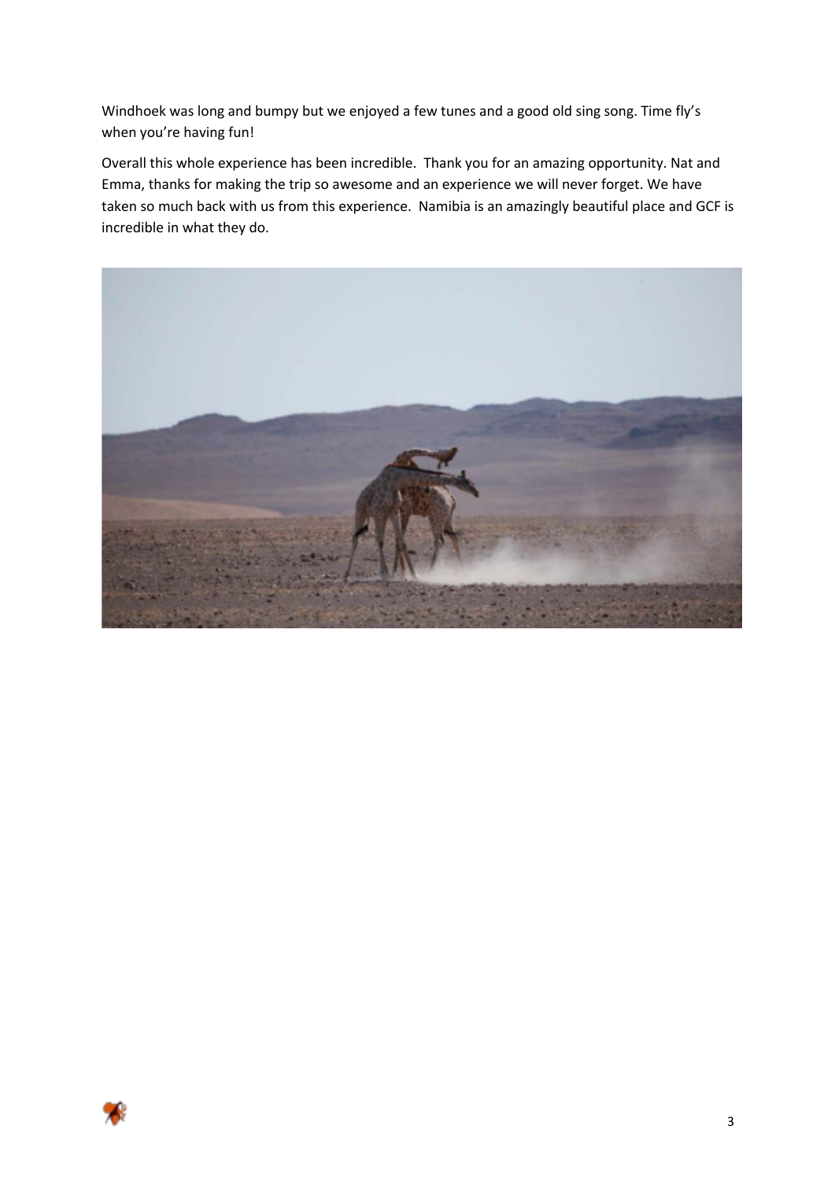Windhoek was long and bumpy but we enjoyed a few tunes and a good old sing song. Time fly's when you're having fun!

Overall this whole experience has been incredible. Thank you for an amazing opportunity. Nat and Emma, thanks for making the trip so awesome and an experience we will never forget. We have taken so much back with us from this experience. Namibia is an amazingly beautiful place and GCF is incredible in what they do.